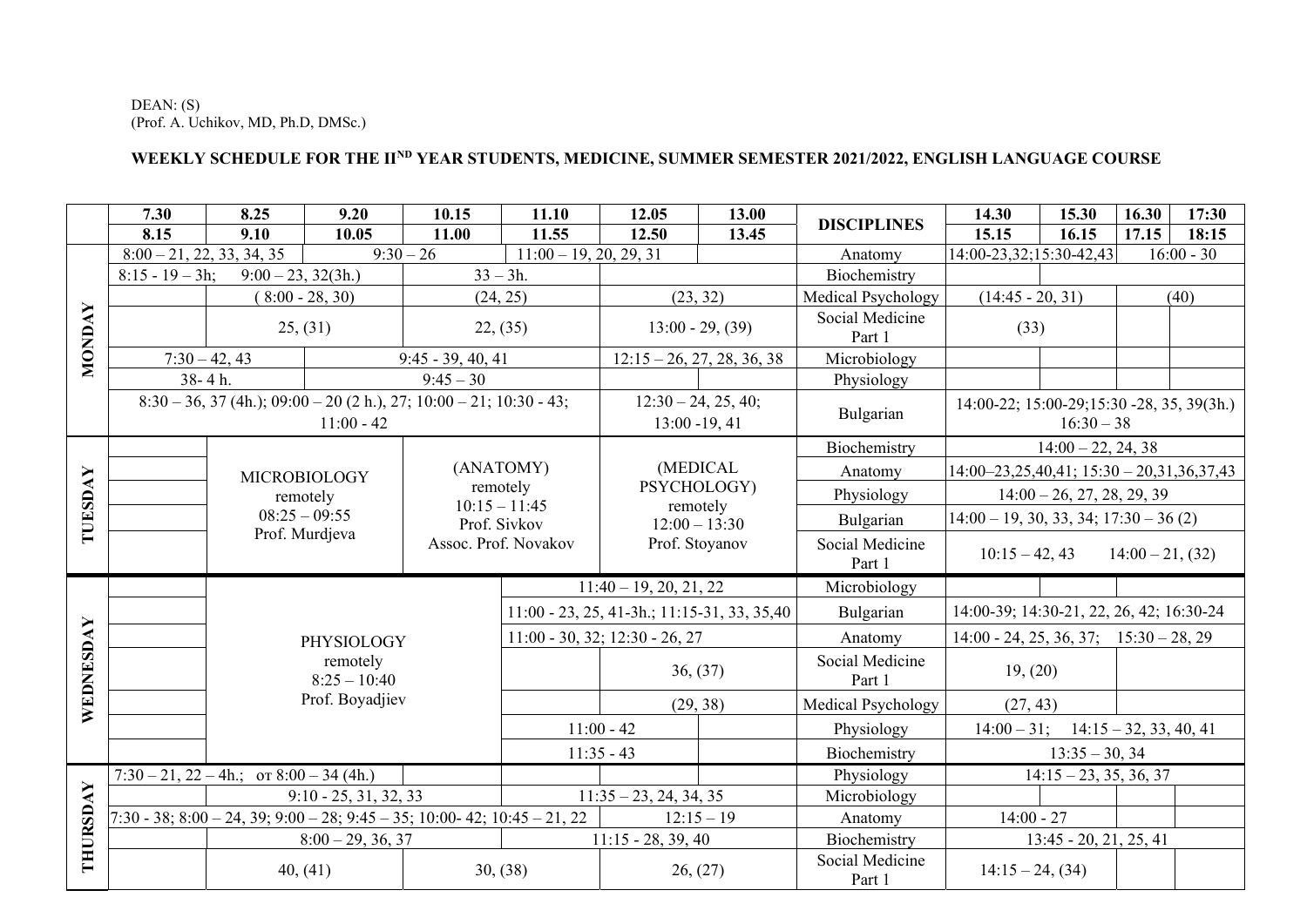DEAN: (S)
(Prof. A. Uchikov, MD, Ph.D, DMSc.)

# WEEKLY SCHEDULE FOR THE II[ND] YEAR STUDENTS, MEDICINE, SUMMER SEMESTER 2021/2022, ENGLISH LANGUAGE COURSE

| | 7.30 8.15 | 8.25 9.10 | 9.20 10.05 | 10.15 11.00 | 11.10 11.55 | 12.05 12.50 | 13.00 13.45 | DISCIPLINES | 14.30 15.15 | 15.30 16.15 | 16.30 17.15 | 17:30 18:15 |
|---|---|---|---|---|---|---|---|---|---|---|---|---|
| MONDAY | 8:00 – 21, 22, 33, 34, 35 | | 9:30 – 26 | | 11:00 – 19, 20, 29, 31 | | | Anatomy | 14:00-23,32;15:30-42,43 | | 16:00 - 30 | |
| | 8:15 - 19 – 3h; | 9:00 – 23, 32(3h.) | | 33 – 3h. | | | | Biochemistry | | | | |
| | | ( 8:00 - 28, 30) | | (24, 25) | | (23, 32) | | Medical Psychology | (14:45 - 20, 31) | | (40) | |
| | | 25, (31) | | 22, (35) | | 13:00 - 29, (39) | | Social Medicine Part 1 | (33) | | | |
| | 7:30 – 42, 43 | | 9:45 - 39, 40, 41 | | | 12:15 – 26, 27, 28, 36, 38 | | Microbiology | | | | |
| | 38- 4 h. | | 9:45 – 30 | | | | | Physiology | | | | |
| | 8:30 – 36, 37 (4h.); 09:00 – 20 (2 h.), 27; 10:00 – 21; 10:30 - 43; 11:00 - 42 | | | | | 12:30 – 24, 25, 40; 13:00 -19, 41 | | Bulgarian | 14:00-22; 15:00-29;15:30 -28, 35, 39(3h.) 16:30 – 38 | | | |
| TUESDAY | | MICROBIOLOGY remotely 08:25 – 09:55 Prof. Murdjeva | | (ANATOMY) remotely 10:15 – 11:45 Prof. Sivkov Assoc. Prof. Novakov | | (MEDICAL PSYCHOLOGY) remotely 12:00 – 13:30 Prof. Stoyanov | | Biochemistry | 14:00 – 22, 24, 38 | | | |
| | | | | | | | | Anatomy | 14:00–23,25,40,41; 15:30 – 20,31,36,37,43 | | | |
| | | | | | | | | Physiology | 14:00 – 26, 27, 28, 29, 39 | | | |
| | | | | | | | | Bulgarian | 14:00 – 19, 30, 33, 34; 17:30 – 36 (2) | | | |
| | | | | | | | | Social Medicine Part 1 | 10:15 – 42, 43 | 14:00 – 21, (32) | | |
| WEDNESDAY | | PHYSIOLOGY remotely 8:25 – 10:40 Prof. Boyadjiev | | | 11:40 – 19, 20, 21, 22 | | | Microbiology | | | | |
| | | | | | 11:00 - 23, 25, 41-3h.; 11:15-31, 33, 35,40 | | | Bulgarian | 14:00-39; 14:30-21, 22, 26, 42; 16:30-24 | | | |
| | | | | | 11:00 - 30, 32; 12:30 - 26, 27 | | | Anatomy | 14:00 - 24, 25, 36, 37; | 15:30 – 28, 29 | | |
| | | | | | | 36, (37) | | Social Medicine Part 1 | 19, (20) | | | |
| | | | | | | (29, 38) | | Medical Psychology | (27, 43) | | | |
| | | | | | 11:00 - 42 | | | Physiology | 14:00 – 31; | 14:15 – 32, 33, 40, 41 | | |
| | | | | | 11:35 - 43 | | | Biochemistry | 13:35 – 30, 34 | | | |
| THURSDAY | 7:30 – 21, 22 – 4h.; ot 8:00 – 34 (4h.) | | | | | | | Physiology | 14:15 – 23, 35, 36, 37 | | | |
| | | 9:10 - 25, 31, 32, 33 | | | 11:35 – 23, 24, 34, 35 | | | Microbiology | | | | |
| | 7:30 - 38; 8:00 – 24, 39; 9:00 – 28; 9:45 – 35; 10:00- 42; 10:45 – 21, 22 | | | | | 12:15 – 19 | | Anatomy | 14:00 - 27 | | | |
| | | 8:00 – 29, 36, 37 | | | 11:15 - 28, 39, 40 | | | Biochemistry | 13:45 - 20, 21, 25, 41 | | | |
| | | 40, (41) | | 30, (38) | | 26, (27) | | Social Medicine Part 1 | 14:15 – 24, (34) | | | |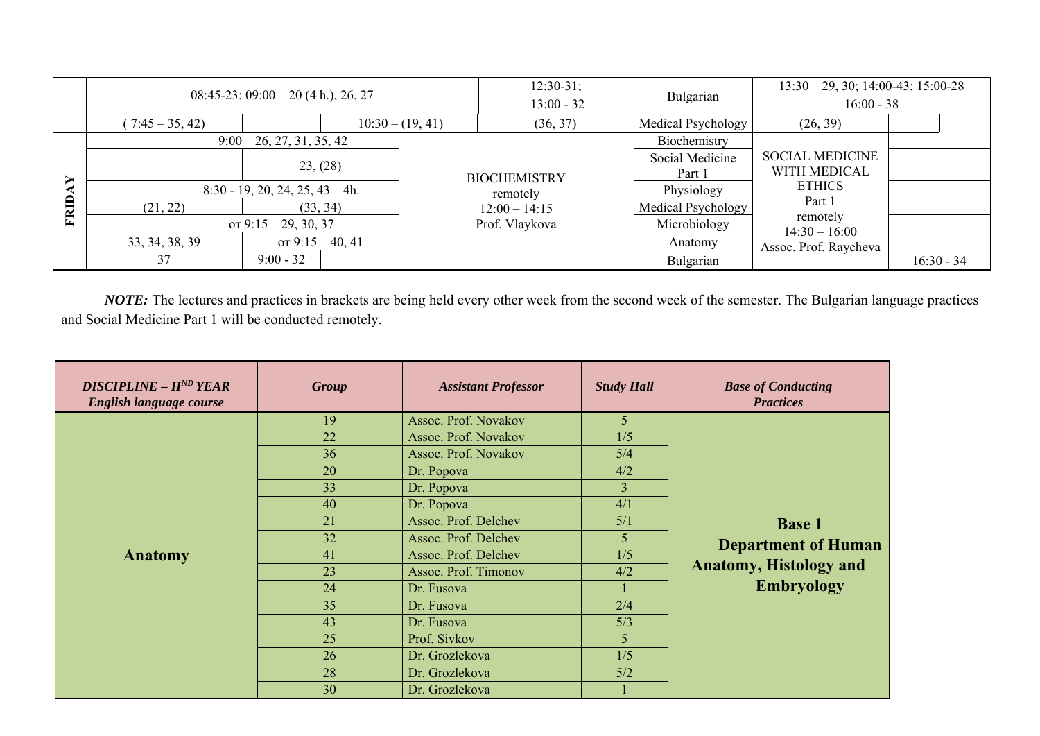| | | | | | | | | | |
|---|---|---|---|---|---|---|---|---|---|
| | 08:45-23; 09:00 – 20 (4 h.), 26, 27 | | | | 12:30-31; 13:00 - 32 | Bulgarian | 13:30 – 29, 30; 14:00-43; 15:00-28 16:00 - 38 | | |
| | ( 7:45 – 35, 42) | | 10:30 – (19, 41) | | (36, 37) | Medical Psychology | (26, 39) | | |
| **FRIDAY** | | 9:00 – 26, 27, 31, 35, 42 | | | BIOCHEMISTRY remotely 12:00 – 14:15 Prof. Vlaykova | Biochemistry | SOCIAL MEDICINE WITH MEDICAL ETHICS Part 1 remotely 14:30 – 16:00 Assoc. Prof. Raycheva | | |
| | | | 23, (28) | | | Social Medicine Part 1 | | | |
| | | 8:30 - 19, 20, 24, 25, 43 – 4h. | | | | Physiology | | | |
| | (21, 22) | | (33, 34) | | | Medical Psychology | | | |
| | | от 9:15 – 29, 30, 37 | | | | Microbiology | | | |
| | 33, 34, 38, 39 | | от 9:15 – 40, 41 | | | Anatomy | | | |
| | 37 | | 9:00 - 32 | | | Bulgarian | | 16:30 - 34 | |

***NOTE:*** The lectures and practices in brackets are being held every other week from the second week of the semester. The Bulgarian language practices and Social Medicine Part 1 will be conducted remotely.

| ***DISCIPLINE – II^ND YEAR English language course*** | ***Group*** | ***Assistant Professor*** | ***Study Hall*** | ***Base of Conducting Practices*** |
|---|---|---|---|---|
| **Anatomy** | 19 | Assoc. Prof. Novakov | 5 | **Base 1 Department of Human Anatomy, Histology and Embryology** |
| | 22 | Assoc. Prof. Novakov | 1/5 | |
| | 36 | Assoc. Prof. Novakov | 5/4 | |
| | 20 | Dr. Popova | 4/2 | |
| | 33 | Dr. Popova | 3 | |
| | 40 | Dr. Popova | 4/1 | |
| | 21 | Assoc. Prof. Delchev | 5/1 | |
| | 32 | Assoc. Prof. Delchev | 5 | |
| | 41 | Assoc. Prof. Delchev | 1/5 | |
| | 23 | Assoc. Prof. Timonov | 4/2 | |
| | 24 | Dr. Fusova | 1 | |
| | 35 | Dr. Fusova | 2/4 | |
| | 43 | Dr. Fusova | 5/3 | |
| | 25 | Prof. Sivkov | 5 | |
| | 26 | Dr. Grozlekova | 1/5 | |
| | 28 | Dr. Grozlekova | 5/2 | |
| | 30 | Dr. Grozlekova | 1 | |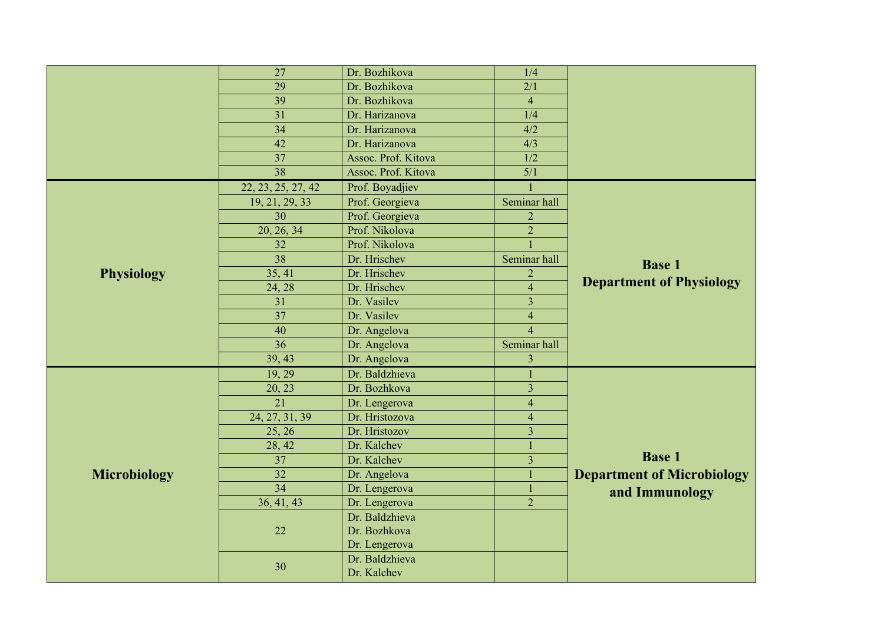| | | | | |
|---|---|---|---|---|
| | 27 | Dr. Bozhikova | 1/4 | |
| | 29 | Dr. Bozhikova | 2/1 | |
| | 39 | Dr. Bozhikova | 4 | |
| | 31 | Dr. Harizanova | 1/4 | |
| | 34 | Dr. Harizanova | 4/2 | |
| | 42 | Dr. Harizanova | 4/3 | |
| | 37 | Assoc. Prof. Kitova | 1/2 | |
| | 38 | Assoc. Prof. Kitova | 5/1 | |
| **Physiology** | 22, 23, 25, 27, 42 | Prof. Boyadjiev | 1 | **Base 1 Department of Physiology** |
| | 19, 21, 29, 33 | Prof. Georgieva | Seminar hall | |
| | 30 | Prof. Georgieva | 2 | |
| | 20, 26, 34 | Prof. Nikolova | 2 | |
| | 32 | Prof. Nikolova | 1 | |
| | 38 | Dr. Hrischev | Seminar hall | |
| | 35, 41 | Dr. Hrischev | 2 | |
| | 24, 28 | Dr. Hrischev | 4 | |
| | 31 | Dr. Vasilev | 3 | |
| | 37 | Dr. Vasilev | 4 | |
| | 40 | Dr. Angelova | 4 | |
| | 36 | Dr. Angelova | Seminar hall | |
| | 39, 43 | Dr. Angelova | 3 | |
| **Microbiology** | 19, 29 | Dr. Baldzhieva | 1 | **Base 1 Department of Microbiology and Immunology** |
| | 20, 23 | Dr. Bozhkova | 3 | |
| | 21 | Dr. Lengerova | 4 | |
| | 24, 27, 31, 39 | Dr. Hristozova | 4 | |
| | 25, 26 | Dr. Hristozov | 3 | |
| | 28, 42 | Dr. Kalchev | 1 | |
| | 37 | Dr. Kalchev | 3 | |
| | 32 | Dr. Angelova | 1 | |
| | 34 | Dr. Lengerova | 1 | |
| | 36, 41, 43 | Dr. Lengerova | 2 | |
| | 22 | Dr. Baldzhieva<br>Dr. Bozhkova<br>Dr. Lengerova | | |
| | 30 | Dr. Baldzhieva<br>Dr. Kalchev | | |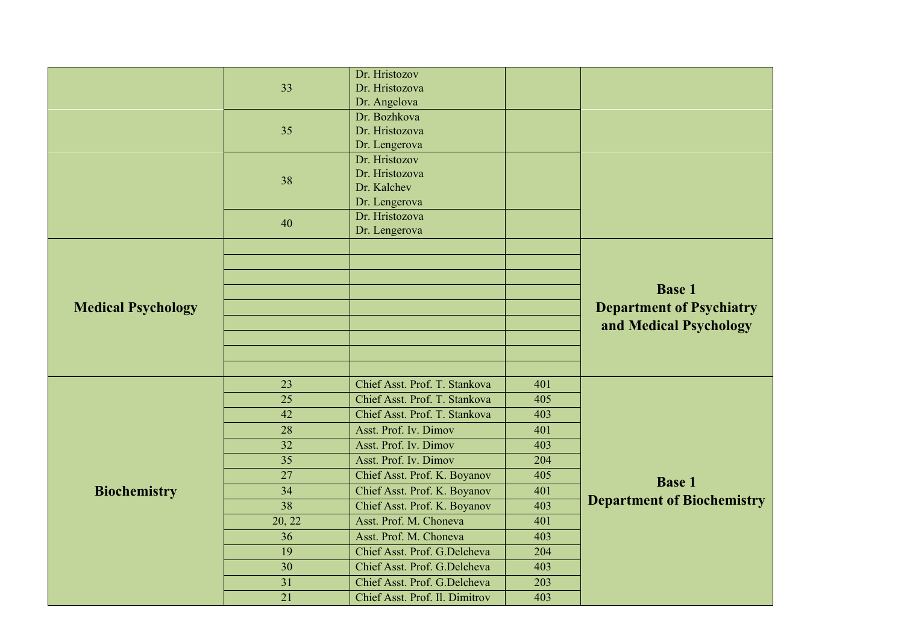| | | | | |
|---|---|---|---|---|
| | 33 | Dr. Hristozov<br>Dr. Hristozova<br>Dr. Angelova | | |
| | 35 | Dr. Bozhkova<br>Dr. Hristozova<br>Dr. Lengerova | | |
| | 38 | Dr. Hristozov<br>Dr. Hristozova<br>Dr. Kalchev<br>Dr. Lengerova | | |
| | 40 | Dr. Hristozova<br>Dr. Lengerova | | |
| **Medical Psychology** | | | | **Base 1<br>Department of Psychiatry and Medical Psychology** |
| | | | | |
| | | | | |
| | | | | |
| | | | | |
| | | | | |
| | | | | |
| | | | | |
| | | | | |
| **Biochemistry** | 23 | Chief Asst. Prof. T. Stankova | 401 | **Base 1<br>Department of Biochemistry** |
| | 25 | Chief Asst. Prof. T. Stankova | 405 | |
| | 42 | Chief Asst. Prof. T. Stankova | 403 | |
| | 28 | Asst. Prof. Iv. Dimov | 401 | |
| | 32 | Asst. Prof. Iv. Dimov | 403 | |
| | 35 | Asst. Prof. Iv. Dimov | 204 | |
| | 27 | Chief Asst. Prof. K. Boyanov | 405 | |
| | 34 | Chief Asst. Prof. K. Boyanov | 401 | |
| | 38 | Chief Asst. Prof. K. Boyanov | 403 | |
| | 20, 22 | Asst. Prof. M. Choneva | 401 | |
| | 36 | Asst. Prof. M. Choneva | 403 | |
| | 19 | Chief Asst. Prof. G.Delcheva | 204 | |
| | 30 | Chief Asst. Prof. G.Delcheva | 403 | |
| | 31 | Chief Asst. Prof. G.Delcheva | 203 | |
| | 21 | Chief Asst. Prof. Il. Dimitrov | 403 | |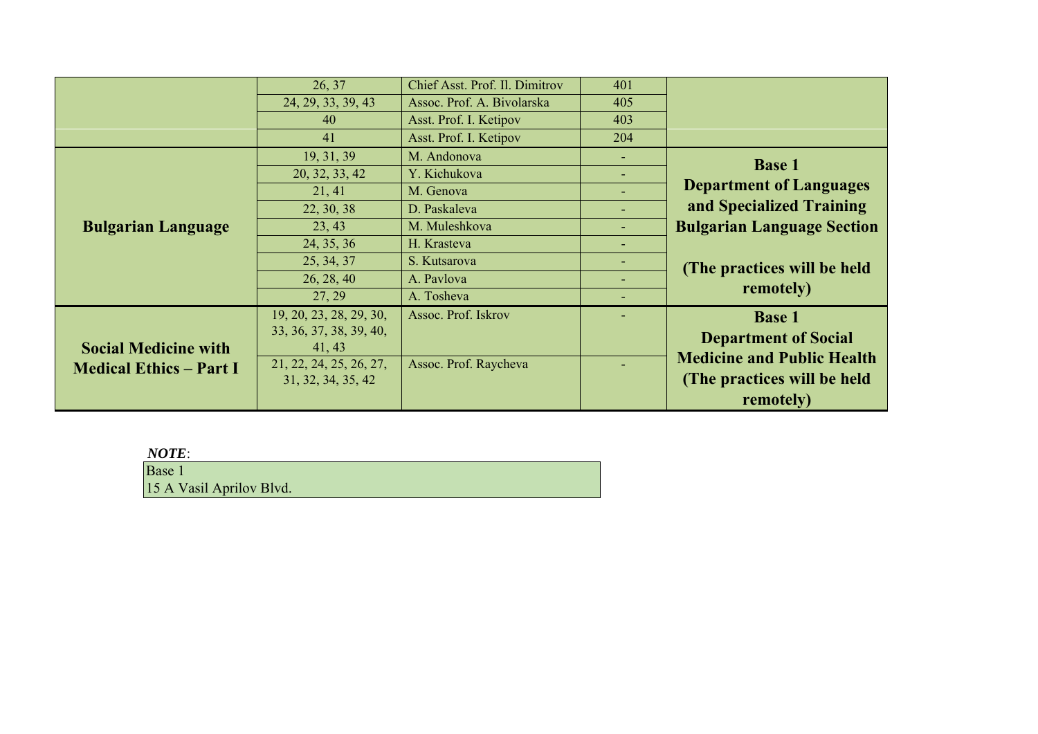| | | | | |
|---|---|---|---|---|
| | 26, 37 | Chief Asst. Prof. Il. Dimitrov | 401 | |
| | 24, 29, 33, 39, 43 | Assoc. Prof. A. Bivolarska | 405 | |
| | 40 | Asst. Prof. I. Ketipov | 403 | |
| | 41 | Asst. Prof. I. Ketipov | 204 | |
| **Bulgarian Language** | 19, 31, 39 | M. Andonova | - | **Base 1 Department of Languages and Specialized Training Bulgarian Language Section (The practices will be held remotely)** |
| | 20, 32, 33, 42 | Y. Kichukova | - | |
| | 21, 41 | M. Genova | - | |
| | 22, 30, 38 | D. Paskaleva | - | |
| | 23, 43 | M. Muleshkova | - | |
| | 24, 35, 36 | H. Krasteva | - | |
| | 25, 34, 37 | S. Kutsarova | - | |
| | 26, 28, 40 | A. Pavlova | - | |
| | 27, 29 | A. Tosheva | - | |
| **Social Medicine with Medical Ethics – Part I** | 19, 20, 23, 28, 29, 30, 33, 36, 37, 38, 39, 40, 41, 43 | Assoc. Prof. Iskrov | - | **Base 1 Department of Social Medicine and Public Health (The practices will be held remotely)** |
| | 21, 22, 24, 25, 26, 27, 31, 32, 34, 35, 42 | Assoc. Prof. Raycheva | - | |

***NOTE***:

Base 1
15 A Vasil Aprilov Blvd.